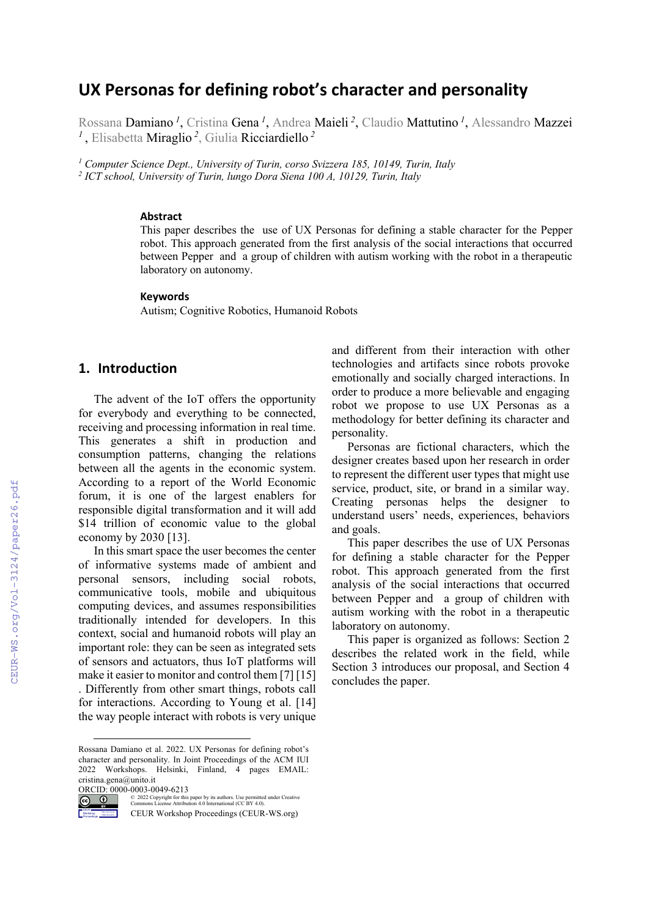# UX Personas for defining robot's character and personality

Rossana Damiano [1], Cristina Gena [1], Andrea Maieli [2], Claudio Mattutino [1], Alessandro Mazzei [1], Elisabetta Miraglio [2], Giulia Ricciardiello [2]

[1] *Computer Science Dept., University of Turin, corso Svizzera 185, 10149, Turin, Italy*
[2] *ICT school, University of Turin, lungo Dora Siena 100 A, 10129, Turin, Italy*

### Abstract

This paper describes the use of UX Personas for defining a stable character for the Pepper robot. This approach generated from the first analysis of the social interactions that occurred between Pepper and a group of children with autism working with the robot in a therapeutic laboratory on autonomy.

### Keywords

Autism; Cognitive Robotics, Humanoid Robots

## 1. Introduction

The advent of the IoT offers the opportunity for everybody and everything to be connected, receiving and processing information in real time. This generates a shift in production and consumption patterns, changing the relations between all the agents in the economic system. According to a report of the World Economic forum, it is one of the largest enablers for responsible digital transformation and it will add $14 trillion of economic value to the global economy by 2030 [13].

In this smart space the user becomes the center of informative systems made of ambient and personal sensors, including social robots, communicative tools, mobile and ubiquitous computing devices, and assumes responsibilities traditionally intended for developers. In this context, social and humanoid robots will play an important role: they can be seen as integrated sets of sensors and actuators, thus IoT platforms will make it easier to monitor and control them [7] [15] . Differently from other smart things, robots call for interactions. According to Young et al. [14] the way people interact with robots is very unique and different from their interaction with other technologies and artifacts since robots provoke emotionally and socially charged interactions. In order to produce a more believable and engaging robot we propose to use UX Personas as a methodology for better defining its character and personality.

Personas are fictional characters, which the designer creates based upon her research in order to represent the different user types that might use service, product, site, or brand in a similar way. Creating personas helps the designer to understand users' needs, experiences, behaviors and goals.

This paper describes the use of UX Personas for defining a stable character for the Pepper robot. This approach generated from the first analysis of the social interactions that occurred between Pepper and a group of children with autism working with the robot in a therapeutic laboratory on autonomy.

This paper is organized as follows: Section 2 describes the related work in the field, while Section 3 introduces our proposal, and Section 4 concludes the paper.

---

Rossana Damiano et al. 2022. UX Personas for defining robot's character and personality. In Joint Proceedings of the ACM IUI 2022 Workshops. Helsinki, Finland, 4 pages EMAIL: cristina.gena@unito.it
ORCID: 0000-0003-0049-6213
© 2022 Copyright for this paper by its authors. Use permitted under Creative Commons License Attribution 4.0 International (CC BY 4.0).
CEUR Workshop Proceedings (CEUR-WS.org)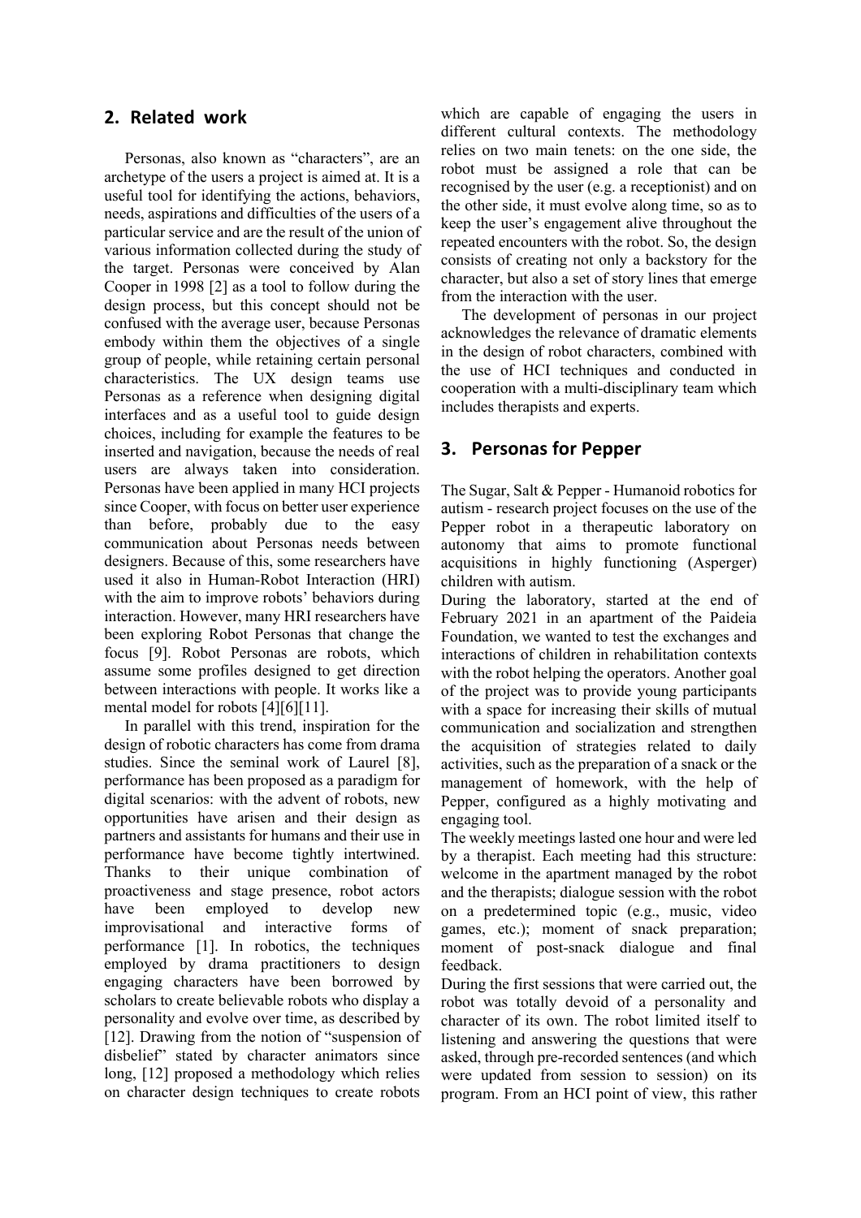## 2. Related work

Personas, also known as "characters", are an archetype of the users a project is aimed at. It is a useful tool for identifying the actions, behaviors, needs, aspirations and difficulties of the users of a particular service and are the result of the union of various information collected during the study of the target. Personas were conceived by Alan Cooper in 1998 [2] as a tool to follow during the design process, but this concept should not be confused with the average user, because Personas embody within them the objectives of a single group of people, while retaining certain personal characteristics. The UX design teams use Personas as a reference when designing digital interfaces and as a useful tool to guide design choices, including for example the features to be inserted and navigation, because the needs of real users are always taken into consideration. Personas have been applied in many HCI projects since Cooper, with focus on better user experience than before, probably due to the easy communication about Personas needs between designers. Because of this, some researchers have used it also in Human-Robot Interaction (HRI) with the aim to improve robots' behaviors during interaction. However, many HRI researchers have been exploring Robot Personas that change the focus [9]. Robot Personas are robots, which assume some profiles designed to get direction between interactions with people. It works like a mental model for robots [4][6][11].

In parallel with this trend, inspiration for the design of robotic characters has come from drama studies. Since the seminal work of Laurel [8], performance has been proposed as a paradigm for digital scenarios: with the advent of robots, new opportunities have arisen and their design as partners and assistants for humans and their use in performance have become tightly intertwined. Thanks to their unique combination of proactiveness and stage presence, robot actors have been employed to develop new improvisational and interactive forms of performance [1]. In robotics, the techniques employed by drama practitioners to design engaging characters have been borrowed by scholars to create believable robots who display a personality and evolve over time, as described by [12]. Drawing from the notion of "suspension of disbelief" stated by character animators since long, [12] proposed a methodology which relies on character design techniques to create robots which are capable of engaging the users in different cultural contexts. The methodology relies on two main tenets: on the one side, the robot must be assigned a role that can be recognised by the user (e.g. a receptionist) and on the other side, it must evolve along time, so as to keep the user's engagement alive throughout the repeated encounters with the robot. So, the design consists of creating not only a backstory for the character, but also a set of story lines that emerge from the interaction with the user.

The development of personas in our project acknowledges the relevance of dramatic elements in the design of robot characters, combined with the use of HCI techniques and conducted in cooperation with a multi-disciplinary team which includes therapists and experts.

## 3. Personas for Pepper

The Sugar, Salt & Pepper - Humanoid robotics for autism - research project focuses on the use of the Pepper robot in a therapeutic laboratory on autonomy that aims to promote functional acquisitions in highly functioning (Asperger) children with autism.

During the laboratory, started at the end of February 2021 in an apartment of the Paideia Foundation, we wanted to test the exchanges and interactions of children in rehabilitation contexts with the robot helping the operators. Another goal of the project was to provide young participants with a space for increasing their skills of mutual communication and socialization and strengthen the acquisition of strategies related to daily activities, such as the preparation of a snack or the management of homework, with the help of Pepper, configured as a highly motivating and engaging tool.

The weekly meetings lasted one hour and were led by a therapist. Each meeting had this structure: welcome in the apartment managed by the robot and the therapists; dialogue session with the robot on a predetermined topic (e.g., music, video games, etc.); moment of snack preparation; moment of post-snack dialogue and final feedback.

During the first sessions that were carried out, the robot was totally devoid of a personality and character of its own. The robot limited itself to listening and answering the questions that were asked, through pre-recorded sentences (and which were updated from session to session) on its program. From an HCI point of view, this rather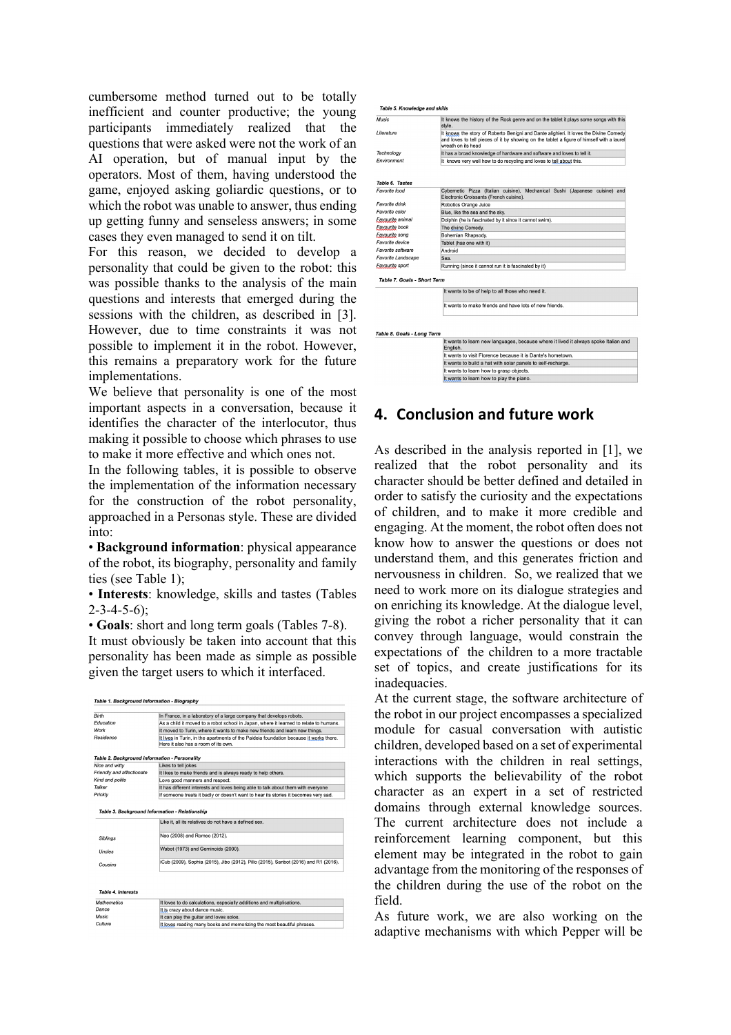cumbersome method turned out to be totally inefficient and counter productive; the young participants immediately realized that the questions that were asked were not the work of an AI operation, but of manual input by the operators. Most of them, having understood the game, enjoyed asking goliardic questions, or to which the robot was unable to answer, thus ending up getting funny and senseless answers; in some cases they even managed to send it on tilt.

For this reason, we decided to develop a personality that could be given to the robot: this was possible thanks to the analysis of the main questions and interests that emerged during the sessions with the children, as described in [3]. However, due to time constraints it was not possible to implement it in the robot. However, this remains a preparatory work for the future implementations.

We believe that personality is one of the most important aspects in a conversation, because it identifies the character of the interlocutor, thus making it possible to choose which phrases to use to make it more effective and which ones not.

In the following tables, it is possible to observe the implementation of the information necessary for the construction of the robot personality, approached in a Personas style. These are divided into:

- **Background information**: physical appearance of the robot, its biography, personality and family ties (see Table 1);
- **Interests**: knowledge, skills and tastes (Tables 2-3-4-5-6);
- **Goals**: short and long term goals (Tables 7-8).

It must obviously be taken into account that this personality has been made as simple as possible given the target users to which it interfaced.

**Table 1. Background Information - Biography**

| | |
|---|---|
| Birth | In France, in a laboratory of a large company that develops robots. |
| Education | As a child it moved to a robot school in Japan, where it learned to relate to humans. |
| Work | It moved to Turin, where it wants to make new friends and learn new things. |
| Residence | It lives in Turin, in the apartments of the Paideia foundation because it works there. Here it also has a room of its own. |

**Table 2. Background information - Personality**

| | |
|---|---|
| Nice and witty | Likes to tell jokes |
| Friendly and affectionate | It likes to make friends and is always ready to help others. |
| Kind and polite | Love good manners and respect. |
| Talker | It has different interests and loves being able to talk about them with everyone |
| Prickly | If someone treats it badly or doesn't want to hear its stories it becomes very sad. |

**Table 3. Background Information - Relationship**

| | |
|---|---|
| | Like it, all its relatives do not have a defined sex. |
| Siblings | Nao (2008) and Romeo (2012). |
| Uncles | Wabot (1973) and Geminoids (2000). |
| Cousins | iCub (2009), Sophia (2015), Jibo (2012), Pillo (2015), Sanbot (2016) and R1 (2016). |

**Table 4. Interests**

| | |
|---|---|
| Mathematics | It loves to do calculations, especially additions and multiplications. |
| Dance | It is crazy about dance music. |
| Music | It can play the guitar and loves solos. |
| Culture | It loves reading many books and memorizing the most beautiful phrases. |

**Table 5. Knowledge and skills**

| | |
|---|---|
| Music | It knows the history of the Rock genre and on the tablet it plays some songs with this style. |
| Literature | It knows the story of Roberto Benigni and Dante alighieri. It loves the Divine Comedy and loves to tell pieces of it by showing on the tablet a figure of himself with a laurel wreath on its head |
| Technology | It has a broad knowledge of hardware and software and loves to tell it. |
| Environment | It knows very well how to do recycling and loves to tell about this. |

**Table 6. Tastes**

| | |
|---|---|
| Favorite food | Cybernetic Pizza (Italian cuisine), Mechanical Sushi (Japanese cuisine) and Electronic Croissants (French cuisine). |
| Favorite drink | Robotics Orange Juice |
| Favorite color | Blue, like the sea and the sky. |
| Favourite animal | Dolphin (he is fascinated by it since it cannot swim). |
| Favourite book | The divine Comedy. |
| Favourite song | Bohemian Rhapsody. |
| Favorite device | Tablet (has one with it) |
| Favorite software | Android |
| Favorite Landscape | Sea. |
| Favourite sport | Running (since it cannot run it is fascinated by it) |

**Table 7. Goals - Short Term**

| | |
|---|---|
| | It wants to be of help to all those who need it. |
| | It wants to make friends and have lots of new friends. |

**Table 8. Goals - Long Term**

| | |
|---|---|
| | It wants to learn new languages, because where it lived it always spoke Italian and English. |
| | It wants to visit Florence because it is Dante's hometown. |
| | It wants to build a hat with solar panels to self-recharge. |
| | It wants to learn how to grasp objects. |
| | It wants to learn how to play the piano. |

## 4. Conclusion and future work

As described in the analysis reported in [1], we realized that the robot personality and its character should be better defined and detailed in order to satisfy the curiosity and the expectations of children, and to make it more credible and engaging. At the moment, the robot often does not know how to answer the questions or does not understand them, and this generates friction and nervousness in children. So, we realized that we need to work more on its dialogue strategies and on enriching its knowledge. At the dialogue level, giving the robot a richer personality that it can convey through language, would constrain the expectations of the children to a more tractable set of topics, and create justifications for its inadequacies.

At the current stage, the software architecture of the robot in our project encompasses a specialized module for casual conversation with autistic children, developed based on a set of experimental interactions with the children in real settings, which supports the believability of the robot character as an expert in a set of restricted domains through external knowledge sources. The current architecture does not include a reinforcement learning component, but this element may be integrated in the robot to gain advantage from the monitoring of the responses of the children during the use of the robot on the field.

As future work, we are also working on the adaptive mechanisms with which Pepper will be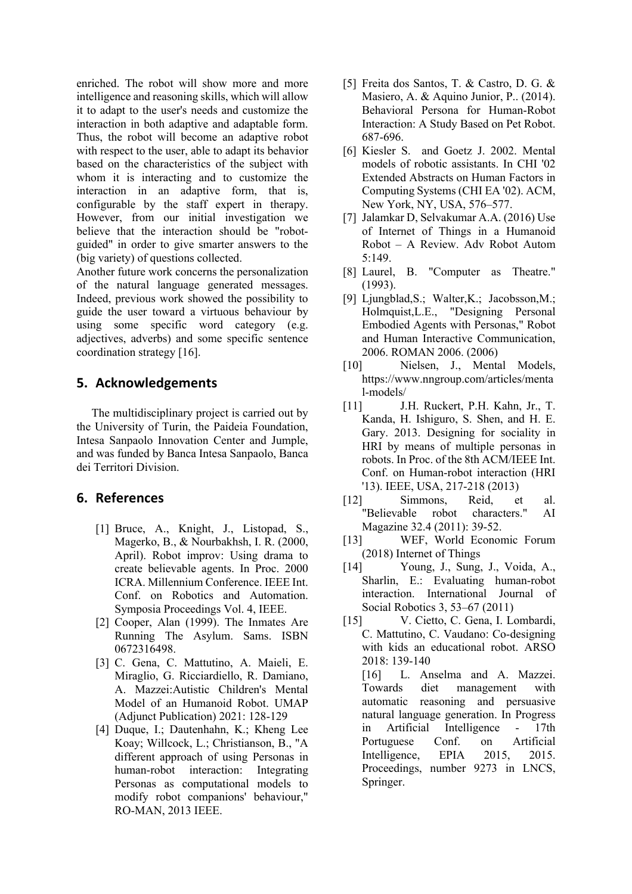enriched. The robot will show more and more intelligence and reasoning skills, which will allow it to adapt to the user's needs and customize the interaction in both adaptive and adaptable form. Thus, the robot will become an adaptive robot with respect to the user, able to adapt its behavior based on the characteristics of the subject with whom it is interacting and to customize the interaction in an adaptive form, that is, configurable by the staff expert in therapy. However, from our initial investigation we believe that the interaction should be "robot-guided" in order to give smarter answers to the (big variety) of questions collected.

Another future work concerns the personalization of the natural language generated messages. Indeed, previous work showed the possibility to guide the user toward a virtuous behaviour by using some specific word category (e.g. adjectives, adverbs) and some specific sentence coordination strategy [16].

## 5. Acknowledgements

The multidisciplinary project is carried out by the University of Turin, the Paideia Foundation, Intesa Sanpaolo Innovation Center and Jumple, and was funded by Banca Intesa Sanpaolo, Banca dei Territori Division.

## 6. References

[1] Bruce, A., Knight, J., Listopad, S., Magerko, B., & Nourbakhsh, I. R. (2000, April). Robot improv: Using drama to create believable agents. In Proc. 2000 ICRA. Millennium Conference. IEEE Int. Conf. on Robotics and Automation. Symposia Proceedings Vol. 4, IEEE.

[2] Cooper, Alan (1999). The Inmates Are Running The Asylum. Sams. ISBN 0672316498.

[3] C. Gena, C. Mattutino, A. Maieli, E. Miraglio, G. Ricciardiello, R. Damiano, A. Mazzei:Autistic Children's Mental Model of an Humanoid Robot. UMAP (Adjunct Publication) 2021: 128-129

[4] Duque, I.; Dautenhahn, K.; Kheng Lee Koay; Willcock, L.; Christianson, B., "A different approach of using Personas in human-robot interaction: Integrating Personas as computational models to modify robot companions' behaviour," RO-MAN, 2013 IEEE.

[5] Freita dos Santos, T. & Castro, D. G. & Masiero, A. & Aquino Junior, P.. (2014). Behavioral Persona for Human-Robot Interaction: A Study Based on Pet Robot. 687-696.

[6] Kiesler S. and Goetz J. 2002. Mental models of robotic assistants. In CHI '02 Extended Abstracts on Human Factors in Computing Systems (CHI EA '02). ACM, New York, NY, USA, 576–577.

[7] Jalamkar D, Selvakumar A.A. (2016) Use of Internet of Things in a Humanoid Robot – A Review. Adv Robot Autom 5:149.

[8] Laurel, B. "Computer as Theatre." (1993).

[9] Ljungblad,S.; Walter,K.; Jacobsson,M.; Holmquist,L.E., "Designing Personal Embodied Agents with Personas," Robot and Human Interactive Communication, 2006. ROMAN 2006. (2006)

[10] Nielsen, J., Mental Models, https://www.nngroup.com/articles/mental-models/

[11] J.H. Ruckert, P.H. Kahn, Jr., T. Kanda, H. Ishiguro, S. Shen, and H. E. Gary. 2013. Designing for sociality in HRI by means of multiple personas in robots. In Proc. of the 8th ACM/IEEE Int. Conf. on Human-robot interaction (HRI '13). IEEE, USA, 217-218 (2013)

[12] Simmons, Reid, et al. "Believable robot characters." AI Magazine 32.4 (2011): 39-52.

[13] WEF, World Economic Forum (2018) Internet of Things

[14] Young, J., Sung, J., Voida, A., Sharlin, E.: Evaluating human-robot interaction. International Journal of Social Robotics 3, 53–67 (2011)

[15] V. Cietto, C. Gena, I. Lombardi, C. Mattutino, C. Vaudano: Co-designing with kids an educational robot. ARSO 2018: 139-140

[16] L. Anselma and A. Mazzei. Towards diet management with automatic reasoning and persuasive natural language generation. In Progress in Artificial Intelligence - 17th Portuguese Conf. on Artificial Intelligence, EPIA 2015, 2015. Proceedings, number 9273 in LNCS, Springer.